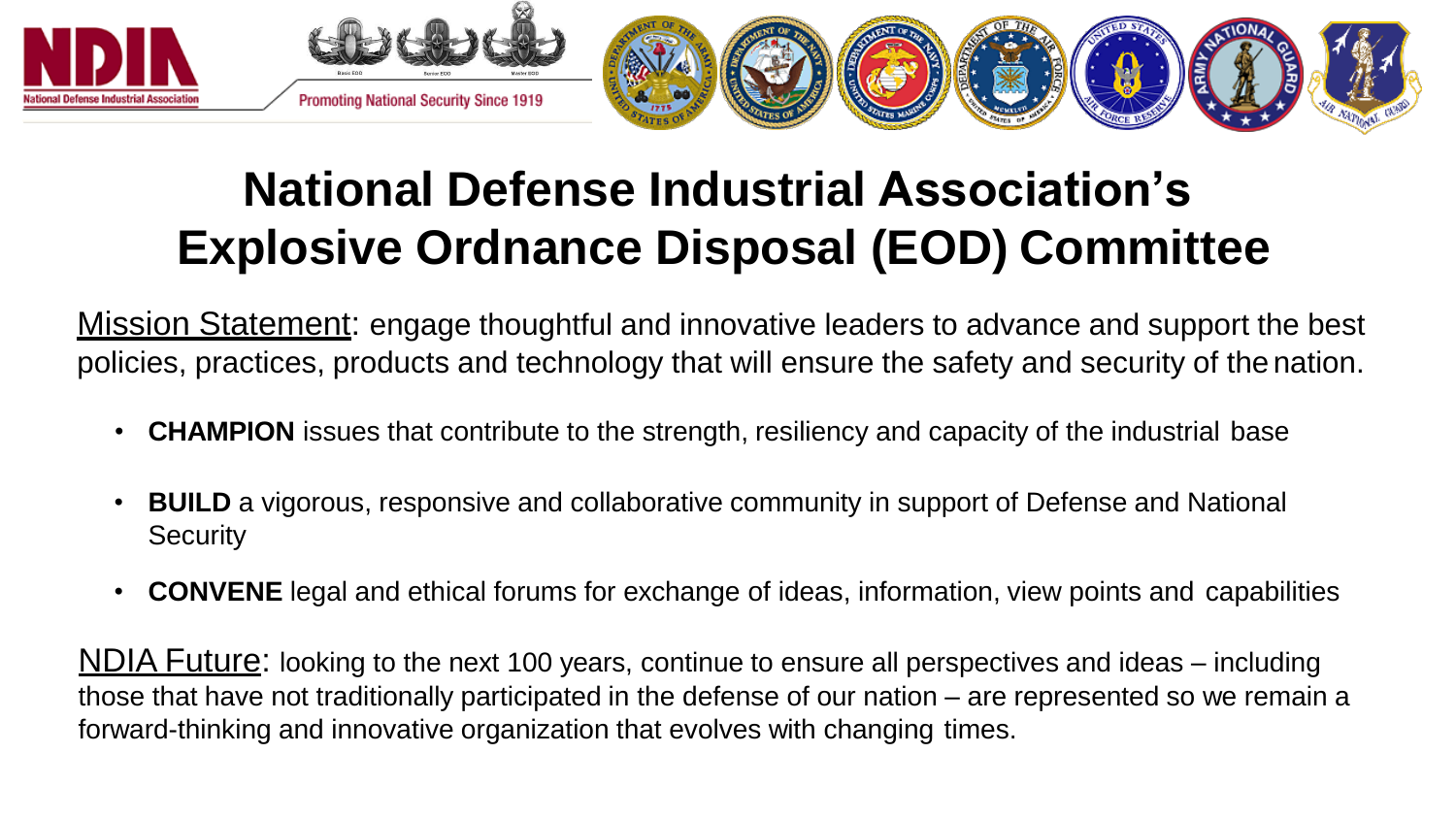NDIA
National Defense Industrial Association

Basic EOD Senior EOD Master EOD

Promoting National Security Since 1919

# National Defense Industrial Association's Explosive Ordnance Disposal (EOD) Committee

Mission Statement: engage thoughtful and innovative leaders to advance and support the best policies, practices, products and technology that will ensure the safety and security of the nation.

- **CHAMPION** issues that contribute to the strength, resiliency and capacity of the industrial base
- **BUILD** a vigorous, responsive and collaborative community in support of Defense and National Security
- **CONVENE** legal and ethical forums for exchange of ideas, information, view points and capabilities

NDIA Future: looking to the next 100 years, continue to ensure all perspectives and ideas – including those that have not traditionally participated in the defense of our nation – are represented so we remain a forward-thinking and innovative organization that evolves with changing times.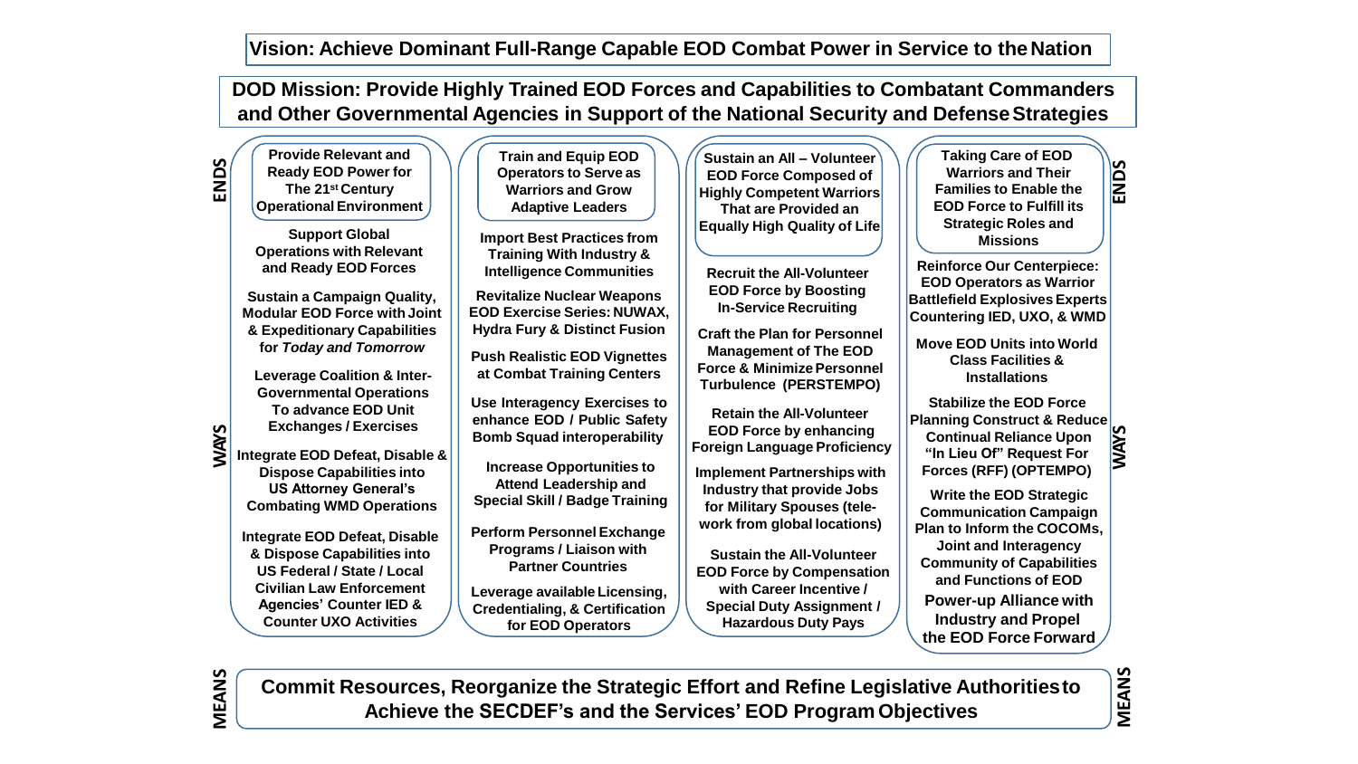**Vision: Achieve Dominant Full-Range Capable EOD Combat Power in Service to the Nation**

**DOD Mission: Provide Highly Trained EOD Forces and Capabilities to Combatant Commanders and Other Governmental Agencies in Support of the National Security and Defense Strategies**

## ENDS

**Provide Relevant and Ready EOD Power for The 21st Century Operational Environment**

**Train and Equip EOD Operators to Serve as Warriors and Grow Adaptive Leaders**

**Sustain an All – Volunteer EOD Force Composed of Highly Competent Warriors That are Provided an Equally High Quality of Life**

**Taking Care of EOD Warriors and Their Families to Enable the EOD Force to Fulfill its Strategic Roles and Missions**

## WAYS

**Provide Relevant and Ready EOD Power for The 21st Century Operational Environment:**

- Support Global Operations with Relevant and Ready EOD Forces
- Sustain a Campaign Quality, Modular EOD Force with Joint & Expeditionary Capabilities for *Today and Tomorrow*
- Leverage Coalition & Inter-Governmental Operations To advance EOD Unit Exchanges / Exercises
- Integrate EOD Defeat, Disable & Dispose Capabilities into US Attorney General's Combating WMD Operations
- Integrate EOD Defeat, Disable & Dispose Capabilities into US Federal / State / Local Civilian Law Enforcement Agencies' Counter IED & Counter UXO Activities

**Train and Equip EOD Operators to Serve as Warriors and Grow Adaptive Leaders:**

- Import Best Practices from Training With Industry & Intelligence Communities
- Revitalize Nuclear Weapons EOD Exercise Series: NUWAX, Hydra Fury & Distinct Fusion
- Push Realistic EOD Vignettes at Combat Training Centers
- Use Interagency Exercises to enhance EOD / Public Safety Bomb Squad interoperability
- Increase Opportunities to Attend Leadership and Special Skill / Badge Training
- Perform Personnel Exchange Programs / Liaison with Partner Countries
- Leverage available Licensing, Credentialing, & Certification for EOD Operators

**Sustain an All – Volunteer EOD Force Composed of Highly Competent Warriors That are Provided an Equally High Quality of Life:**

- Recruit the All-Volunteer EOD Force by Boosting In-Service Recruiting
- Craft the Plan for Personnel Management of The EOD Force & Minimize Personnel Turbulence (PERSTEMPO)
- Retain the All-Volunteer EOD Force by enhancing Foreign Language Proficiency
- Implement Partnerships with Industry that provide Jobs for Military Spouses (tele-work from global locations)
- Sustain the All-Volunteer EOD Force by Compensation with Career Incentive / Special Duty Assignment / Hazardous Duty Pays

**Taking Care of EOD Warriors and Their Families to Enable the EOD Force to Fulfill its Strategic Roles and Missions:**

- Reinforce Our Centerpiece: EOD Operators as Warrior Battlefield Explosives Experts Countering IED, UXO, & WMD
- Move EOD Units into World Class Facilities & Installations
- Stabilize the EOD Force Planning Construct & Reduce Continual Reliance Upon "In Lieu Of" Request For Forces (RFF) (OPTEMPO)
- Write the EOD Strategic Communication Campaign Plan to Inform the COCOMs, Joint and Interagency Community of Capabilities and Functions of EOD
- Power-up Alliance with Industry and Propel the EOD Force Forward

## MEANS

**Commit Resources, Reorganize the Strategic Effort and Refine Legislative Authorities to Achieve the SECDEF's and the Services' EOD Program Objectives**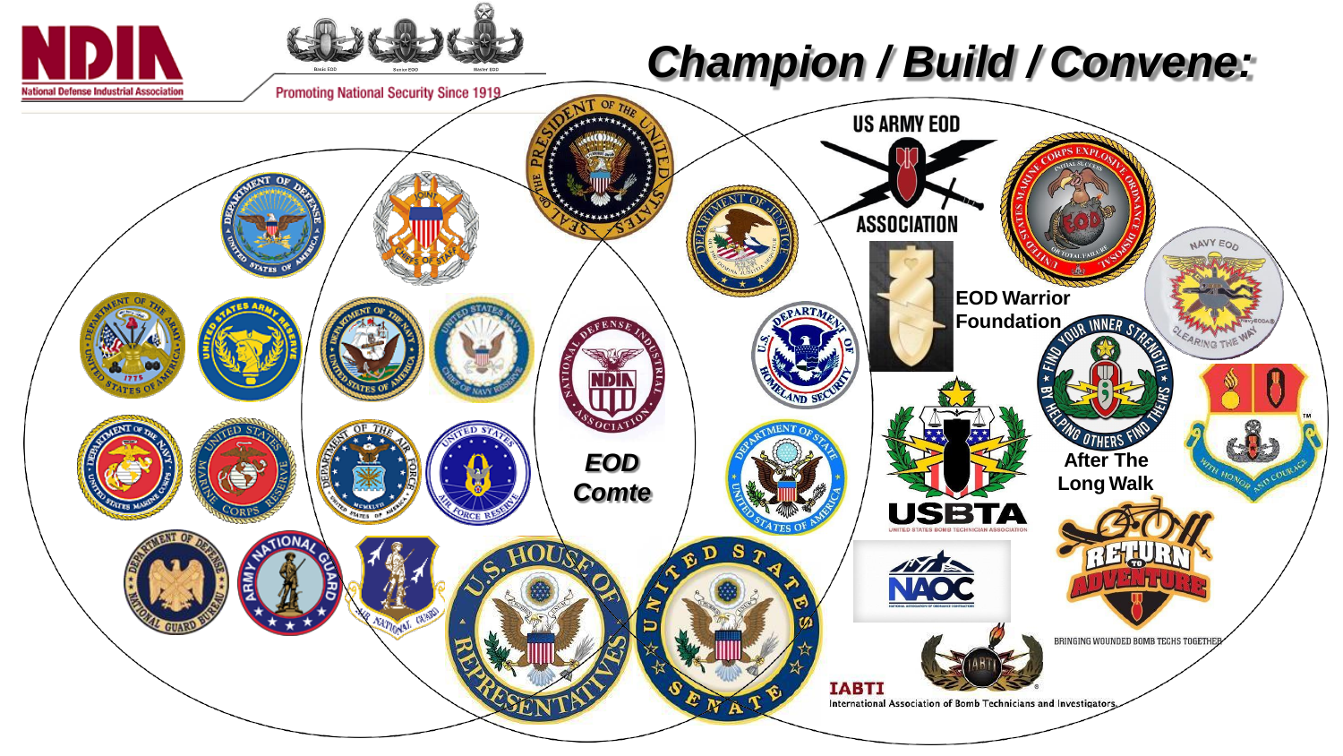# Champion / Build / Convene:

NDIA

National Defense Industrial Association

Basic EOD Senior EOD Master EOD

Promoting National Security Since 1919

EOD Comte

US ARMY EOD ASSOCIATION

EOD Warrior Foundation

After The Long Walk

USBTA

UNITED STATES BOMB TECHNICIAN ASSOCIATION

NAOC

RETURN TO ADVENTURE

BRINGING WOUNDED BOMB TECHS TOGETHER

IABTI

International Association of Bomb Technicians and Investigators.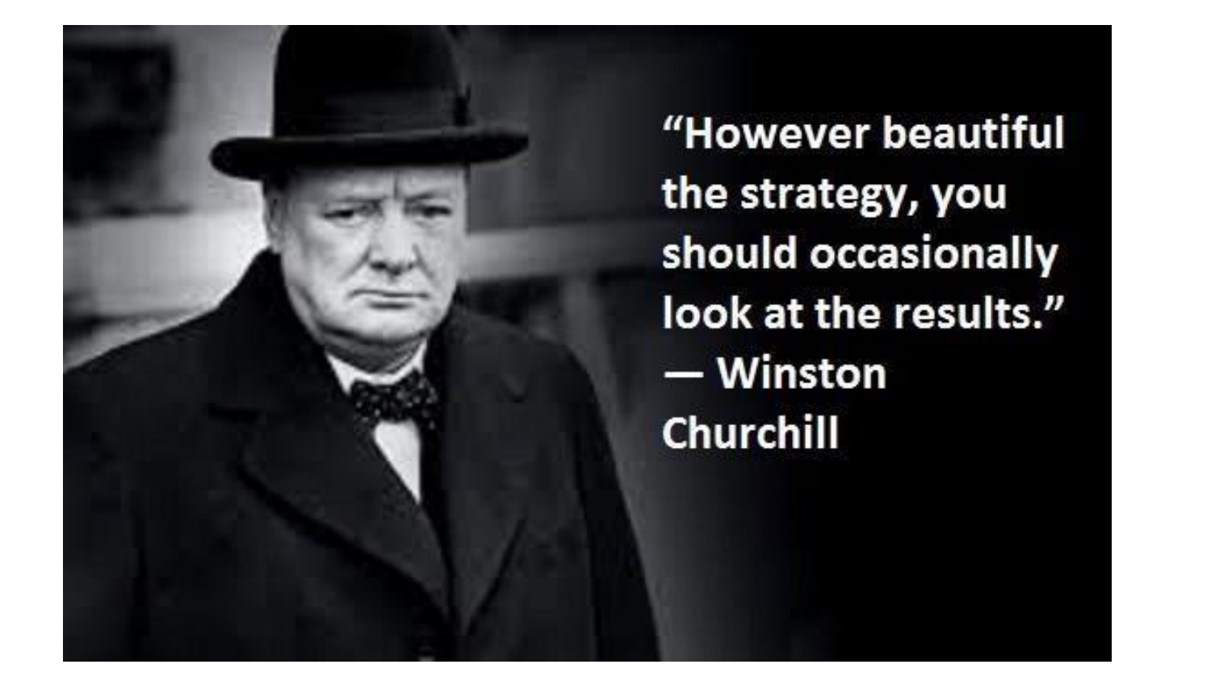"However beautiful the strategy, you should occasionally look at the results."
— Winston Churchill